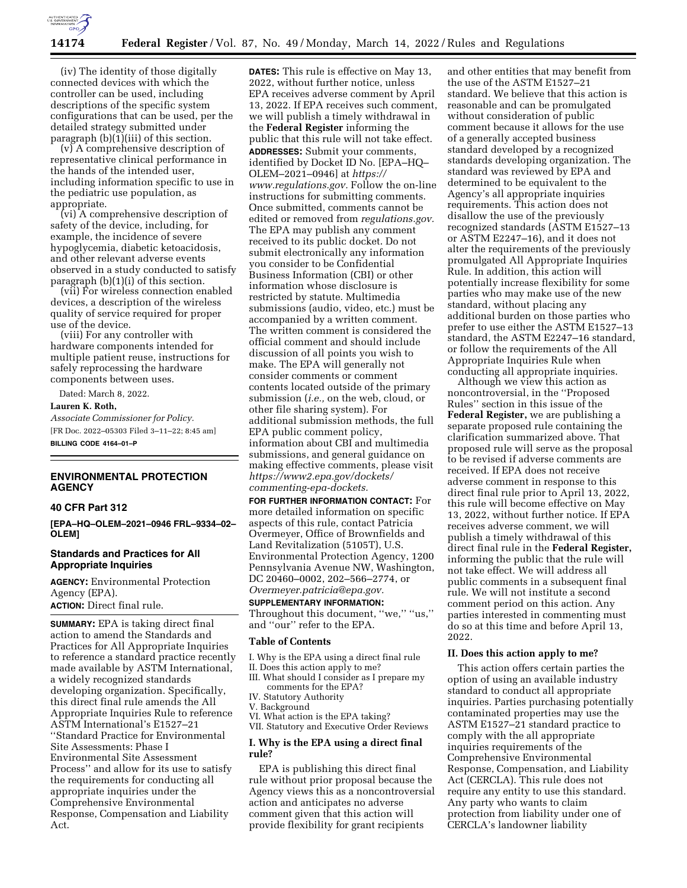(iv) The identity of those digitally connected devices with which the controller can be used, including descriptions of the specific system configurations that can be used, per the detailed strategy submitted under paragraph (b)(1)(iii) of this section.

(v) A comprehensive description of representative clinical performance in the hands of the intended user, including information specific to use in the pediatric use population, as appropriate.

(vi) A comprehensive description of safety of the device, including, for example, the incidence of severe hypoglycemia, diabetic ketoacidosis, and other relevant adverse events observed in a study conducted to satisfy paragraph (b)(1)(i) of this section.

(vii) For wireless connection enabled devices, a description of the wireless quality of service required for proper use of the device.

(viii) For any controller with hardware components intended for multiple patient reuse, instructions for safely reprocessing the hardware components between uses.

Dated: March 8, 2022.

**Lauren K. Roth,**

*Associate Commissioner for Policy.*

[FR Doc. 2022–05303 Filed 3–11–22; 8:45 am]

**BILLING CODE 4164–01–P**

---

## ENVIRONMENTAL PROTECTION AGENCY

### 40 CFR Part 312

**[EPA–HQ–OLEM–2021–0946 FRL–9334–02–OLEM]**

### Standards and Practices for All Appropriate Inquiries

**AGENCY:** Environmental Protection Agency (EPA).

**ACTION:** Direct final rule.

**SUMMARY:** EPA is taking direct final action to amend the Standards and Practices for All Appropriate Inquiries to reference a standard practice recently made available by ASTM International, a widely recognized standards developing organization. Specifically, this direct final rule amends the All Appropriate Inquiries Rule to reference ASTM International's E1527–21 ''Standard Practice for Environmental Site Assessments: Phase I Environmental Site Assessment Process'' and allow for its use to satisfy the requirements for conducting all appropriate inquiries under the Comprehensive Environmental Response, Compensation and Liability Act.

**DATES:** This rule is effective on May 13, 2022, without further notice, unless EPA receives adverse comment by April 13, 2022. If EPA receives such comment, we will publish a timely withdrawal in the **Federal Register** informing the public that this rule will not take effect.

**ADDRESSES:** Submit your comments, identified by Docket ID No. [EPA–HQ–OLEM–2021–0946] at *https://www.regulations.gov.* Follow the on-line instructions for submitting comments. Once submitted, comments cannot be edited or removed from *regulations.gov.* The EPA may publish any comment received to its public docket. Do not submit electronically any information you consider to be Confidential Business Information (CBI) or other information whose disclosure is restricted by statute. Multimedia submissions (audio, video, etc.) must be accompanied by a written comment. The written comment is considered the official comment and should include discussion of all points you wish to make. The EPA will generally not consider comments or comment contents located outside of the primary submission (*i.e.,* on the web, cloud, or other file sharing system). For additional submission methods, the full EPA public comment policy, information about CBI and multimedia submissions, and general guidance on making effective comments, please visit *https://www2.epa.gov/dockets/commenting-epa-dockets.*

**FOR FURTHER INFORMATION CONTACT:** For more detailed information on specific aspects of this rule, contact Patricia Overmeyer, Office of Brownfields and Land Revitalization (5105T), U.S. Environmental Protection Agency, 1200 Pennsylvania Avenue NW, Washington, DC 20460–0002, 202–566–2774, or *Overmeyer.patricia@epa.gov.*

**SUPPLEMENTARY INFORMATION:**

Throughout this document, ''we,'' ''us,'' and ''our'' refer to the EPA.

#### Table of Contents

I. Why is the EPA using a direct final rule
II. Does this action apply to me?
III. What should I consider as I prepare my comments for the EPA?
IV. Statutory Authority
V. Background
VI. What action is the EPA taking?
VII. Statutory and Executive Order Reviews

#### I. Why is the EPA using a direct final rule?

EPA is publishing this direct final rule without prior proposal because the Agency views this as a noncontroversial action and anticipates no adverse comment given that this action will provide flexibility for grant recipients and other entities that may benefit from the use of the ASTM E1527–21 standard. We believe that this action is reasonable and can be promulgated without consideration of public comment because it allows for the use of a generally accepted business standard developed by a recognized standards developing organization. The standard was reviewed by EPA and determined to be equivalent to the Agency's all appropriate inquiries requirements. This action does not disallow the use of the previously recognized standards (ASTM E1527–13 or ASTM E2247–16), and it does not alter the requirements of the previously promulgated All Appropriate Inquiries Rule. In addition, this action will potentially increase flexibility for some parties who may make use of the new standard, without placing any additional burden on those parties who prefer to use either the ASTM E1527–13 standard, the ASTM E2247–16 standard, or follow the requirements of the All Appropriate Inquiries Rule when conducting all appropriate inquiries.

Although we view this action as noncontroversial, in the ''Proposed Rules'' section in this issue of the **Federal Register,** we are publishing a separate proposed rule containing the clarification summarized above. That proposed rule will serve as the proposal to be revised if adverse comments are received. If EPA does not receive adverse comment in response to this direct final rule prior to April 13, 2022, this rule will become effective on May 13, 2022, without further notice. If EPA receives adverse comment, we will publish a timely withdrawal of this direct final rule in the **Federal Register,** informing the public that the rule will not take effect. We will address all public comments in a subsequent final rule. We will not institute a second comment period on this action. Any parties interested in commenting must do so at this time and before April 13, 2022.

#### II. Does this action apply to me?

This action offers certain parties the option of using an available industry standard to conduct all appropriate inquiries. Parties purchasing potentially contaminated properties may use the ASTM E1527–21 standard practice to comply with the all appropriate inquiries requirements of the Comprehensive Environmental Response, Compensation, and Liability Act (CERCLA). This rule does not require any entity to use this standard. Any party who wants to claim protection from liability under one of CERCLA's landowner liability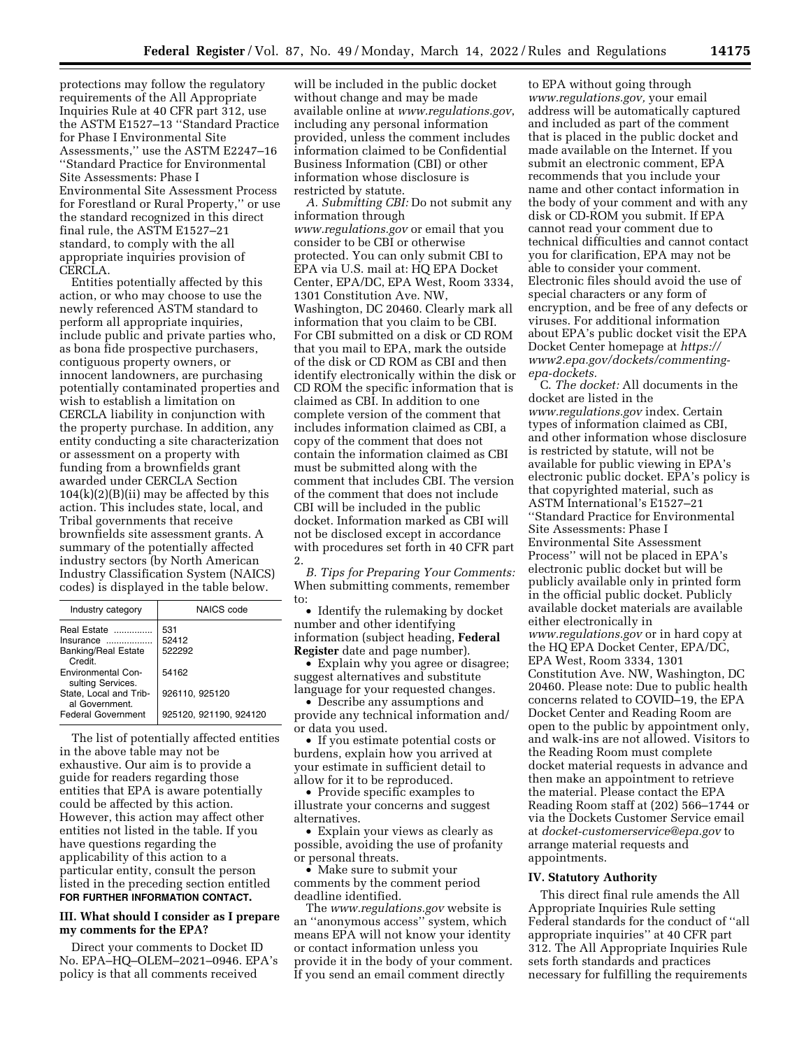protections may follow the regulatory requirements of the All Appropriate Inquiries Rule at 40 CFR part 312, use the ASTM E1527–13 ''Standard Practice for Phase I Environmental Site Assessments,'' use the ASTM E2247–16 ''Standard Practice for Environmental Site Assessments: Phase I Environmental Site Assessment Process for Forestland or Rural Property,'' or use the standard recognized in this direct final rule, the ASTM E1527–21 standard, to comply with the all appropriate inquiries provision of CERCLA.

Entities potentially affected by this action, or who may choose to use the newly referenced ASTM standard to perform all appropriate inquiries, include public and private parties who, as bona fide prospective purchasers, contiguous property owners, or innocent landowners, are purchasing potentially contaminated properties and wish to establish a limitation on CERCLA liability in conjunction with the property purchase. In addition, any entity conducting a site characterization or assessment on a property with funding from a brownfields grant awarded under CERCLA Section 104(k)(2)(B)(ii) may be affected by this action. This includes state, local, and Tribal governments that receive brownfields site assessment grants. A summary of the potentially affected industry sectors (by North American Industry Classification System (NAICS) codes) is displayed in the table below.

| Industry category | NAICS code |
|---|---|
| Real Estate | 531 |
| Insurance | 52412 |
| Banking/Real Estate Credit. | 522292 |
| Environmental Consulting Services. | 54162 |
| State, Local and Tribal Government. | 926110, 925120 |
| Federal Government | 925120, 921190, 924120 |

The list of potentially affected entities in the above table may not be exhaustive. Our aim is to provide a guide for readers regarding those entities that EPA is aware potentially could be affected by this action. However, this action may affect other entities not listed in the table. If you have questions regarding the applicability of this action to a particular entity, consult the person listed in the preceding section entitled **FOR FURTHER INFORMATION CONTACT.**

## III. What should I consider as I prepare my comments for the EPA?

Direct your comments to Docket ID No. EPA–HQ–OLEM–2021–0946. EPA's policy is that all comments received will be included in the public docket without change and may be made available online at *www.regulations.gov*, including any personal information provided, unless the comment includes information claimed to be Confidential Business Information (CBI) or other information whose disclosure is restricted by statute.

*A. Submitting CBI:* Do not submit any information through *www.regulations.gov* or email that you consider to be CBI or otherwise protected. You can only submit CBI to EPA via U.S. mail at: HQ EPA Docket Center, EPA/DC, EPA West, Room 3334, 1301 Constitution Ave. NW, Washington, DC 20460. Clearly mark all information that you claim to be CBI. For CBI submitted on a disk or CD ROM that you mail to EPA, mark the outside of the disk or CD ROM as CBI and then identify electronically within the disk or CD ROM the specific information that is claimed as CBI. In addition to one complete version of the comment that includes information claimed as CBI, a copy of the comment that does not contain the information claimed as CBI must be submitted along with the comment that includes CBI. The version of the comment that does not include CBI will be included in the public docket. Information marked as CBI will not be disclosed except in accordance with procedures set forth in 40 CFR part 2.

*B. Tips for Preparing Your Comments:* When submitting comments, remember to:

- Identify the rulemaking by docket number and other identifying information (subject heading, **Federal Register** date and page number).
- Explain why you agree or disagree; suggest alternatives and substitute language for your requested changes.
- Describe any assumptions and provide any technical information and/or data you used.
- If you estimate potential costs or burdens, explain how you arrived at your estimate in sufficient detail to allow for it to be reproduced.
- Provide specific examples to illustrate your concerns and suggest alternatives.
- Explain your views as clearly as possible, avoiding the use of profanity or personal threats.
- Make sure to submit your comments by the comment period deadline identified.

The *www.regulations.gov* website is an ''anonymous access'' system, which means EPA will not know your identity or contact information unless you provide it in the body of your comment. If you send an email comment directly to EPA without going through *www.regulations.gov,* your email address will be automatically captured and included as part of the comment that is placed in the public docket and made available on the Internet. If you submit an electronic comment, EPA recommends that you include your name and other contact information in the body of your comment and with any disk or CD-ROM you submit. If EPA cannot read your comment due to technical difficulties and cannot contact you for clarification, EPA may not be able to consider your comment. Electronic files should avoid the use of special characters or any form of encryption, and be free of any defects or viruses. For additional information about EPA's public docket visit the EPA Docket Center homepage at *https://www2.epa.gov/dockets/commenting-epa-dockets.*

C. *The docket:* All documents in the docket are listed in the *www.regulations.gov* index. Certain types of information claimed as CBI, and other information whose disclosure is restricted by statute, will not be available for public viewing in EPA's electronic public docket. EPA's policy is that copyrighted material, such as ASTM International's E1527–21 ''Standard Practice for Environmental Site Assessments: Phase I Environmental Site Assessment Process'' will not be placed in EPA's electronic public docket but will be publicly available only in printed form in the official public docket. Publicly available docket materials are available either electronically in *www.regulations.gov* or in hard copy at the HQ EPA Docket Center, EPA/DC, EPA West, Room 3334, 1301 Constitution Ave. NW, Washington, DC 20460. Please note: Due to public health concerns related to COVID–19, the EPA Docket Center and Reading Room are open to the public by appointment only, and walk-ins are not allowed. Visitors to the Reading Room must complete docket material requests in advance and then make an appointment to retrieve the material. Please contact the EPA Reading Room staff at (202) 566–1744 or via the Dockets Customer Service email at *docket-customerservice@epa.gov* to arrange material requests and appointments.

## IV. Statutory Authority

This direct final rule amends the All Appropriate Inquiries Rule setting Federal standards for the conduct of ''all appropriate inquiries'' at 40 CFR part 312. The All Appropriate Inquiries Rule sets forth standards and practices necessary for fulfilling the requirements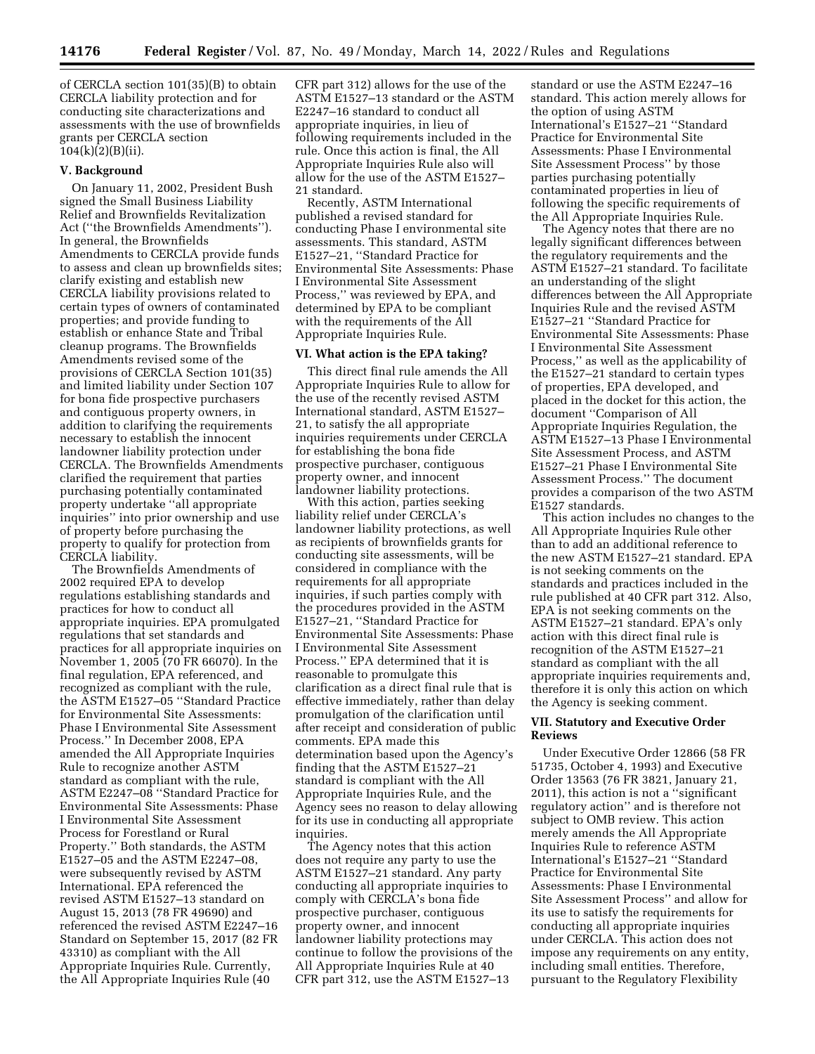of CERCLA section 101(35)(B) to obtain CERCLA liability protection and for conducting site characterizations and assessments with the use of brownfields grants per CERCLA section 104(k)(2)(B)(ii).

## V. Background

On January 11, 2002, President Bush signed the Small Business Liability Relief and Brownfields Revitalization Act (''the Brownfields Amendments''). In general, the Brownfields Amendments to CERCLA provide funds to assess and clean up brownfields sites; clarify existing and establish new CERCLA liability provisions related to certain types of owners of contaminated properties; and provide funding to establish or enhance State and Tribal cleanup programs. The Brownfields Amendments revised some of the provisions of CERCLA Section 101(35) and limited liability under Section 107 for bona fide prospective purchasers and contiguous property owners, in addition to clarifying the requirements necessary to establish the innocent landowner liability protection under CERCLA. The Brownfields Amendments clarified the requirement that parties purchasing potentially contaminated property undertake ''all appropriate inquiries'' into prior ownership and use of property before purchasing the property to qualify for protection from CERCLA liability.

The Brownfields Amendments of 2002 required EPA to develop regulations establishing standards and practices for how to conduct all appropriate inquiries. EPA promulgated regulations that set standards and practices for all appropriate inquiries on November 1, 2005 (70 FR 66070). In the final regulation, EPA referenced, and recognized as compliant with the rule, the ASTM E1527–05 ''Standard Practice for Environmental Site Assessments: Phase I Environmental Site Assessment Process.'' In December 2008, EPA amended the All Appropriate Inquiries Rule to recognize another ASTM standard as compliant with the rule, ASTM E2247–08 ''Standard Practice for Environmental Site Assessments: Phase I Environmental Site Assessment Process for Forestland or Rural Property.'' Both standards, the ASTM E1527–05 and the ASTM E2247–08, were subsequently revised by ASTM International. EPA referenced the revised ASTM E1527–13 standard on August 15, 2013 (78 FR 49690) and referenced the revised ASTM E2247–16 Standard on September 15, 2017 (82 FR 43310) as compliant with the All Appropriate Inquiries Rule. Currently, the All Appropriate Inquiries Rule (40 CFR part 312) allows for the use of the ASTM E1527–13 standard or the ASTM E2247–16 standard to conduct all appropriate inquiries, in lieu of following requirements included in the rule. Once this action is final, the All Appropriate Inquiries Rule also will allow for the use of the ASTM E1527–21 standard.

Recently, ASTM International published a revised standard for conducting Phase I environmental site assessments. This standard, ASTM E1527–21, ''Standard Practice for Environmental Site Assessments: Phase I Environmental Site Assessment Process,'' was reviewed by EPA, and determined by EPA to be compliant with the requirements of the All Appropriate Inquiries Rule.

## VI. What action is the EPA taking?

This direct final rule amends the All Appropriate Inquiries Rule to allow for the use of the recently revised ASTM International standard, ASTM E1527–21, to satisfy the all appropriate inquiries requirements under CERCLA for establishing the bona fide prospective purchaser, contiguous property owner, and innocent landowner liability protections.

With this action, parties seeking liability relief under CERCLA's landowner liability protections, as well as recipients of brownfields grants for conducting site assessments, will be considered in compliance with the requirements for all appropriate inquiries, if such parties comply with the procedures provided in the ASTM E1527–21, ''Standard Practice for Environmental Site Assessments: Phase I Environmental Site Assessment Process.'' EPA determined that it is reasonable to promulgate this clarification as a direct final rule that is effective immediately, rather than delay promulgation of the clarification until after receipt and consideration of public comments. EPA made this determination based upon the Agency's finding that the ASTM E1527–21 standard is compliant with the All Appropriate Inquiries Rule, and the Agency sees no reason to delay allowing for its use in conducting all appropriate inquiries.

The Agency notes that this action does not require any party to use the ASTM E1527–21 standard. Any party conducting all appropriate inquiries to comply with CERCLA's bona fide prospective purchaser, contiguous property owner, and innocent landowner liability protections may continue to follow the provisions of the All Appropriate Inquiries Rule at 40 CFR part 312, use the ASTM E1527–13 standard or use the ASTM E2247–16 standard. This action merely allows for the option of using ASTM International's E1527–21 ''Standard Practice for Environmental Site Assessments: Phase I Environmental Site Assessment Process'' by those parties purchasing potentially contaminated properties in lieu of following the specific requirements of the All Appropriate Inquiries Rule.

The Agency notes that there are no legally significant differences between the regulatory requirements and the ASTM E1527–21 standard. To facilitate an understanding of the slight differences between the All Appropriate Inquiries Rule and the revised ASTM E1527–21 ''Standard Practice for Environmental Site Assessments: Phase I Environmental Site Assessment Process,'' as well as the applicability of the E1527–21 standard to certain types of properties, EPA developed, and placed in the docket for this action, the document ''Comparison of All Appropriate Inquiries Regulation, the ASTM E1527–13 Phase I Environmental Site Assessment Process, and ASTM E1527–21 Phase I Environmental Site Assessment Process.'' The document provides a comparison of the two ASTM E1527 standards.

This action includes no changes to the All Appropriate Inquiries Rule other than to add an additional reference to the new ASTM E1527–21 standard. EPA is not seeking comments on the standards and practices included in the rule published at 40 CFR part 312. Also, EPA is not seeking comments on the ASTM E1527–21 standard. EPA's only action with this direct final rule is recognition of the ASTM E1527–21 standard as compliant with the all appropriate inquiries requirements and, therefore it is only this action on which the Agency is seeking comment.

## VII. Statutory and Executive Order Reviews

Under Executive Order 12866 (58 FR 51735, October 4, 1993) and Executive Order 13563 (76 FR 3821, January 21, 2011), this action is not a ''significant regulatory action'' and is therefore not subject to OMB review. This action merely amends the All Appropriate Inquiries Rule to reference ASTM International's E1527–21 ''Standard Practice for Environmental Site Assessments: Phase I Environmental Site Assessment Process'' and allow for its use to satisfy the requirements for conducting all appropriate inquiries under CERCLA. This action does not impose any requirements on any entity, including small entities. Therefore, pursuant to the Regulatory Flexibility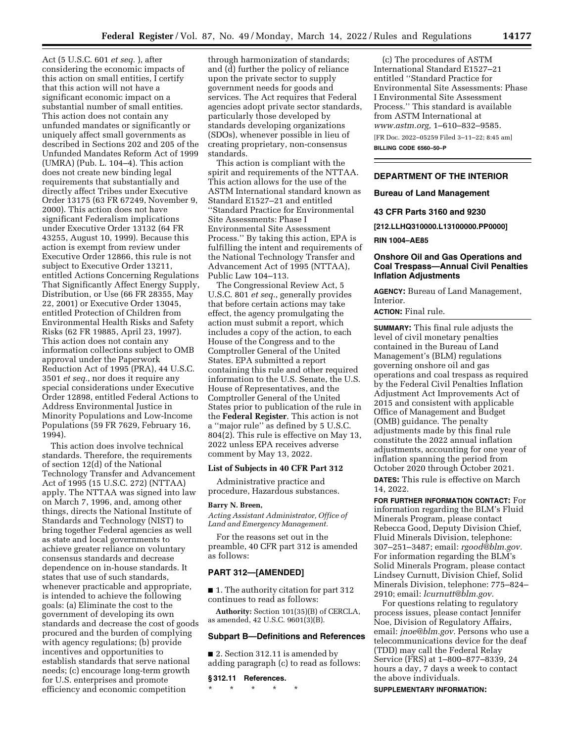Act (5 U.S.C. 601 *et seq.* ), after considering the economic impacts of this action on small entities, I certify that this action will not have a significant economic impact on a substantial number of small entities. This action does not contain any unfunded mandates or significantly or uniquely affect small governments as described in Sections 202 and 205 of the Unfunded Mandates Reform Act of 1999 (UMRA) (Pub. L. 104–4). This action does not create new binding legal requirements that substantially and directly affect Tribes under Executive Order 13175 (63 FR 67249, November 9, 2000). This action does not have significant Federalism implications under Executive Order 13132 (64 FR 43255, August 10, 1999). Because this action is exempt from review under Executive Order 12866, this rule is not subject to Executive Order 13211, entitled Actions Concerning Regulations That Significantly Affect Energy Supply, Distribution, or Use (66 FR 28355, May 22, 2001) or Executive Order 13045, entitled Protection of Children from Environmental Health Risks and Safety Risks (62 FR 19885, April 23, 1997). This action does not contain any information collections subject to OMB approval under the Paperwork Reduction Act of 1995 (PRA), 44 U.S.C. 3501 *et seq.*, nor does it require any special considerations under Executive Order 12898, entitled Federal Actions to Address Environmental Justice in Minority Populations and Low-Income Populations (59 FR 7629, February 16, 1994).

This action does involve technical standards. Therefore, the requirements of section 12(d) of the National Technology Transfer and Advancement Act of 1995 (15 U.S.C. 272) (NTTAA) apply. The NTTAA was signed into law on March 7, 1996, and, among other things, directs the National Institute of Standards and Technology (NIST) to bring together Federal agencies as well as state and local governments to achieve greater reliance on voluntary consensus standards and decrease dependence on in-house standards. It states that use of such standards, whenever practicable and appropriate, is intended to achieve the following goals: (a) Eliminate the cost to the government of developing its own standards and decrease the cost of goods procured and the burden of complying with agency regulations; (b) provide incentives and opportunities to establish standards that serve national needs; (c) encourage long-term growth for U.S. enterprises and promote efficiency and economic competition through harmonization of standards; and (d) further the policy of reliance upon the private sector to supply government needs for goods and services. The Act requires that Federal agencies adopt private sector standards, particularly those developed by standards developing organizations (SDOs), whenever possible in lieu of creating proprietary, non-consensus standards.

This action is compliant with the spirit and requirements of the NTTAA. This action allows for the use of the ASTM International standard known as Standard E1527–21 and entitled ''Standard Practice for Environmental Site Assessments: Phase I Environmental Site Assessment Process.'' By taking this action, EPA is fulfilling the intent and requirements of the National Technology Transfer and Advancement Act of 1995 (NTTAA), Public Law 104–113.

The Congressional Review Act, 5 U.S.C. 801 *et seq.*, generally provides that before certain actions may take effect, the agency promulgating the action must submit a report, which includes a copy of the action, to each House of the Congress and to the Comptroller General of the United States. EPA submitted a report containing this rule and other required information to the U.S. Senate, the U.S. House of Representatives, and the Comptroller General of the United States prior to publication of the rule in the **Federal Register**. This action is not a ''major rule'' as defined by 5 U.S.C. 804(2). This rule is effective on May 13, 2022 unless EPA receives adverse comment by May 13, 2022.

### List of Subjects in 40 CFR Part 312

Administrative practice and procedure, Hazardous substances.

**Barry N. Breen,**

*Acting Assistant Administrator, Office of Land and Emergency Management.*

For the reasons set out in the preamble, 40 CFR part 312 is amended as follows:

## PART 312—[AMENDED]

■ 1. The authority citation for part 312 continues to read as follows:

**Authority:** Section 101(35)(B) of CERCLA, as amended, 42 U.S.C. 9601(3)(B).

### Subpart B—Definitions and References

■ 2. Section 312.11 is amended by adding paragraph (c) to read as follows:

**§ 312.11 References.**

\* \* \* \* \*

(c) The procedures of ASTM International Standard E1527–21 entitled ''Standard Practice for Environmental Site Assessments: Phase I Environmental Site Assessment Process.'' This standard is available from ASTM International at *www.astm.org,* 1–610–832–9585.

[FR Doc. 2022–05259 Filed 3–11–22; 8:45 am]

**BILLING CODE 6560–50–P**

---

## DEPARTMENT OF THE INTERIOR

### Bureau of Land Management

### 43 CFR Parts 3160 and 9230

**[212.LLHQ310000.L13100000.PP0000]**

**RIN 1004–AE85**

## Onshore Oil and Gas Operations and Coal Trespass—Annual Civil Penalties Inflation Adjustments

**AGENCY:** Bureau of Land Management, Interior.

**ACTION:** Final rule.

**SUMMARY:** This final rule adjusts the level of civil monetary penalties contained in the Bureau of Land Management's (BLM) regulations governing onshore oil and gas operations and coal trespass as required by the Federal Civil Penalties Inflation Adjustment Act Improvements Act of 2015 and consistent with applicable Office of Management and Budget (OMB) guidance. The penalty adjustments made by this final rule constitute the 2022 annual inflation adjustments, accounting for one year of inflation spanning the period from October 2020 through October 2021.

**DATES:** This rule is effective on March 14, 2022.

**FOR FURTHER INFORMATION CONTACT:** For information regarding the BLM's Fluid Minerals Program, please contact Rebecca Good, Deputy Division Chief, Fluid Minerals Division, telephone: 307–251–3487; email: *rgood@blm.gov.* For information regarding the BLM's Solid Minerals Program, please contact Lindsey Curnutt, Division Chief, Solid Minerals Division, telephone: 775–824–2910; email: *lcurnutt@blm.gov.*

For questions relating to regulatory process issues, please contact Jennifer Noe, Division of Regulatory Affairs, email: *jnoe@blm.gov.* Persons who use a telecommunications device for the deaf (TDD) may call the Federal Relay Service (FRS) at 1–800–877–8339, 24 hours a day, 7 days a week to contact the above individuals.

**SUPPLEMENTARY INFORMATION:**